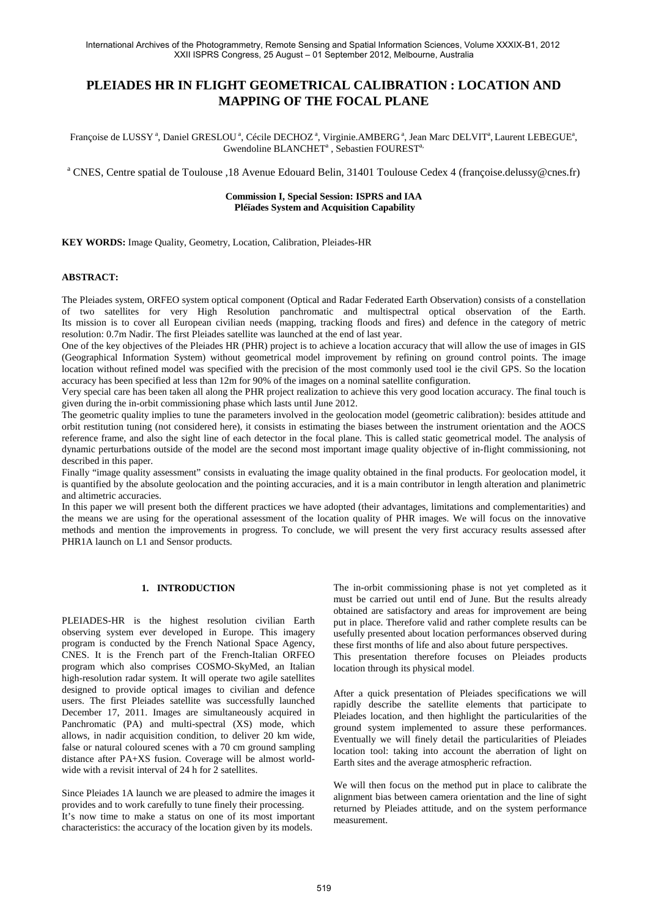# PLEIADES HR IN FLIGHT GEOMETRICAL CALIBRATION : LOCATION AND MAPPING OF THE FOCAL PLANE

Françoise de LUSSY [a], Daniel GRESLOU [a], Cécile DECHOZ [a], Virginie.AMBERG [a], Jean Marc DELVIT[a], Laurent LEBEGUE[a], Gwendoline BLANCHET[a] , Sebastien FOUREST[a,]

[a] CNES, Centre spatial de Toulouse ,18 Avenue Edouard Belin, 31401 Toulouse Cedex 4 (françoise.delussy@cnes.fr)

**Commission I, Special Session: ISPRS and IAA**
**Pléïades System and Acquisition Capability**

**KEY WORDS:** Image Quality, Geometry, Location, Calibration, Pleiades-HR

## ABSTRACT:

The Pleiades system, ORFEO system optical component (Optical and Radar Federated Earth Observation) consists of a constellation of two satellites for very High Resolution panchromatic and multispectral optical observation of the Earth. Its mission is to cover all European civilian needs (mapping, tracking floods and fires) and defence in the category of metric resolution: 0.7m Nadir. The first Pleiades satellite was launched at the end of last year.

One of the key objectives of the Pleiades HR (PHR) project is to achieve a location accuracy that will allow the use of images in GIS (Geographical Information System) without geometrical model improvement by refining on ground control points. The image location without refined model was specified with the precision of the most commonly used tool ie the civil GPS. So the location accuracy has been specified at less than 12m for 90% of the images on a nominal satellite configuration.

Very special care has been taken all along the PHR project realization to achieve this very good location accuracy. The final touch is given during the in-orbit commissioning phase which lasts until June 2012.

The geometric quality implies to tune the parameters involved in the geolocation model (geometric calibration): besides attitude and orbit restitution tuning (not considered here), it consists in estimating the biases between the instrument orientation and the AOCS reference frame, and also the sight line of each detector in the focal plane. This is called static geometrical model. The analysis of dynamic perturbations outside of the model are the second most important image quality objective of in-flight commissioning, not described in this paper.

Finally "image quality assessment" consists in evaluating the image quality obtained in the final products. For geolocation model, it is quantified by the absolute geolocation and the pointing accuracies, and it is a main contributor in length alteration and planimetric and altimetric accuracies.

In this paper we will present both the different practices we have adopted (their advantages, limitations and complementarities) and the means we are using for the operational assessment of the location quality of PHR images. We will focus on the innovative methods and mention the improvements in progress. To conclude, we will present the very first accuracy results assessed after PHR1A launch on L1 and Sensor products.

## 1. INTRODUCTION

PLEIADES-HR is the highest resolution civilian Earth observing system ever developed in Europe. This imagery program is conducted by the French National Space Agency, CNES. It is the French part of the French-Italian ORFEO program which also comprises COSMO-SkyMed, an Italian high-resolution radar system. It will operate two agile satellites designed to provide optical images to civilian and defence users. The first Pleiades satellite was successfully launched December 17, 2011. Images are simultaneously acquired in Panchromatic (PA) and multi-spectral (XS) mode, which allows, in nadir acquisition condition, to deliver 20 km wide, false or natural coloured scenes with a 70 cm ground sampling distance after PA+XS fusion. Coverage will be almost world-wide with a revisit interval of 24 h for 2 satellites.

Since Pleiades 1A launch we are pleased to admire the images it provides and to work carefully to tune finely their processing.
It's now time to make a status on one of its most important characteristics: the accuracy of the location given by its models.

The in-orbit commissioning phase is not yet completed as it must be carried out until end of June. But the results already obtained are satisfactory and areas for improvement are being put in place. Therefore valid and rather complete results can be usefully presented about location performances observed during these first months of life and also about future perspectives.
This presentation therefore focuses on Pleiades products location through its physical model.

After a quick presentation of Pleiades specifications we will rapidly describe the satellite elements that participate to Pleiades location, and then highlight the particularities of the ground system implemented to assure these performances. Eventually we will finely detail the particularities of Pleiades location tool: taking into account the aberration of light on Earth sites and the average atmospheric refraction.

We will then focus on the method put in place to calibrate the alignment bias between camera orientation and the line of sight returned by Pleiades attitude, and on the system performance measurement.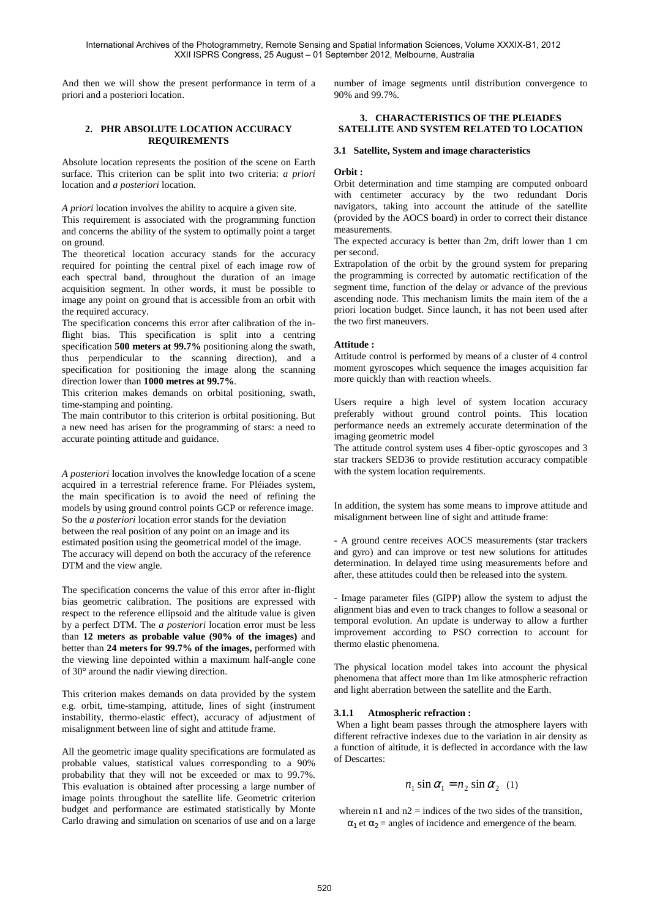And then we will show the present performance in term of a priori and a posteriori location.

## 2. PHR ABSOLUTE LOCATION ACCURACY REQUIREMENTS

Absolute location represents the position of the scene on Earth surface. This criterion can be split into two criteria: *a priori* location and *a posteriori* location.

*A priori* location involves the ability to acquire a given site.
This requirement is associated with the programming function and concerns the ability of the system to optimally point a target on ground.
The theoretical location accuracy stands for the accuracy required for pointing the central pixel of each image row of each spectral band, throughout the duration of an image acquisition segment. In other words, it must be possible to image any point on ground that is accessible from an orbit with the required accuracy.
The specification concerns this error after calibration of the in-flight bias. This specification is split into a centring specification **500 meters at 99.7%** positioning along the swath, thus perpendicular to the scanning direction), and a specification for positioning the image along the scanning direction lower than **1000 metres at 99.7%**.
This criterion makes demands on orbital positioning, swath, time-stamping and pointing.
The main contributor to this criterion is orbital positioning. But a new need has arisen for the programming of stars: a need to accurate pointing attitude and guidance.

*A posteriori* location involves the knowledge location of a scene acquired in a terrestrial reference frame. For Pléiades system, the main specification is to avoid the need of refining the models by using ground control points GCP or reference image. So the *a posteriori* location error stands for the deviation between the real position of any point on an image and its estimated position using the geometrical model of the image. The accuracy will depend on both the accuracy of the reference DTM and the view angle.

The specification concerns the value of this error after in-flight bias geometric calibration. The positions are expressed with respect to the reference ellipsoid and the altitude value is given by a perfect DTM. The *a posteriori* location error must be less than **12 meters as probable value (90% of the images)** and better than **24 meters for 99.7% of the images,** performed with the viewing line depointed within a maximum half-angle cone of 30° around the nadir viewing direction.

This criterion makes demands on data provided by the system e.g. orbit, time-stamping, attitude, lines of sight (instrument instability, thermo-elastic effect), accuracy of adjustment of misalignment between line of sight and attitude frame.

All the geometric image quality specifications are formulated as probable values, statistical values corresponding to a 90% probability that they will not be exceeded or max to 99.7%. This evaluation is obtained after processing a large number of image points throughout the satellite life. Geometric criterion budget and performance are estimated statistically by Monte Carlo drawing and simulation on scenarios of use and on a large number of image segments until distribution convergence to 90% and 99.7%.

## 3. CHARACTERISTICS OF THE PLEIADES SATELLITE AND SYSTEM RELATED TO LOCATION

### 3.1 Satellite, System and image characteristics

**Orbit :**
Orbit determination and time stamping are computed onboard with centimeter accuracy by the two redundant Doris navigators, taking into account the attitude of the satellite (provided by the AOCS board) in order to correct their distance measurements.
The expected accuracy is better than 2m, drift lower than 1 cm per second.
Extrapolation of the orbit by the ground system for preparing the programming is corrected by automatic rectification of the segment time, function of the delay or advance of the previous ascending node. This mechanism limits the main item of the a priori location budget. Since launch, it has not been used after the two first maneuvers.

**Attitude :**
Attitude control is performed by means of a cluster of 4 control moment gyroscopes which sequence the images acquisition far more quickly than with reaction wheels.

Users require a high level of system location accuracy preferably without ground control points. This location performance needs an extremely accurate determination of the imaging geometric model
The attitude control system uses 4 fiber-optic gyroscopes and 3 star trackers SED36 to provide restitution accuracy compatible with the system location requirements.

In addition, the system has some means to improve attitude and misalignment between line of sight and attitude frame:

- A ground centre receives AOCS measurements (star trackers and gyro) and can improve or test new solutions for attitudes determination. In delayed time using measurements before and after, these attitudes could then be released into the system.

- Image parameter files (GIPP) allow the system to adjust the alignment bias and even to track changes to follow a seasonal or temporal evolution. An update is underway to allow a further improvement according to PSO correction to account for thermo elastic phenomena.

The physical location model takes into account the physical phenomena that affect more than 1m like atmospheric refraction and light aberration between the satellite and the Earth.

#### 3.1.1 Atmospheric refraction :

When a light beam passes through the atmosphere layers with different refractive indexes due to the variation in air density as a function of altitude, it is deflected in accordance with the law of Descartes:

$$n_1 \sin \alpha_1 = n_2 \sin \alpha_2 \quad (1)$$

wherein n1 and n2 = indices of the two sides of the transition, $\alpha_1$ et $\alpha_2$ = angles of incidence and emergence of the beam.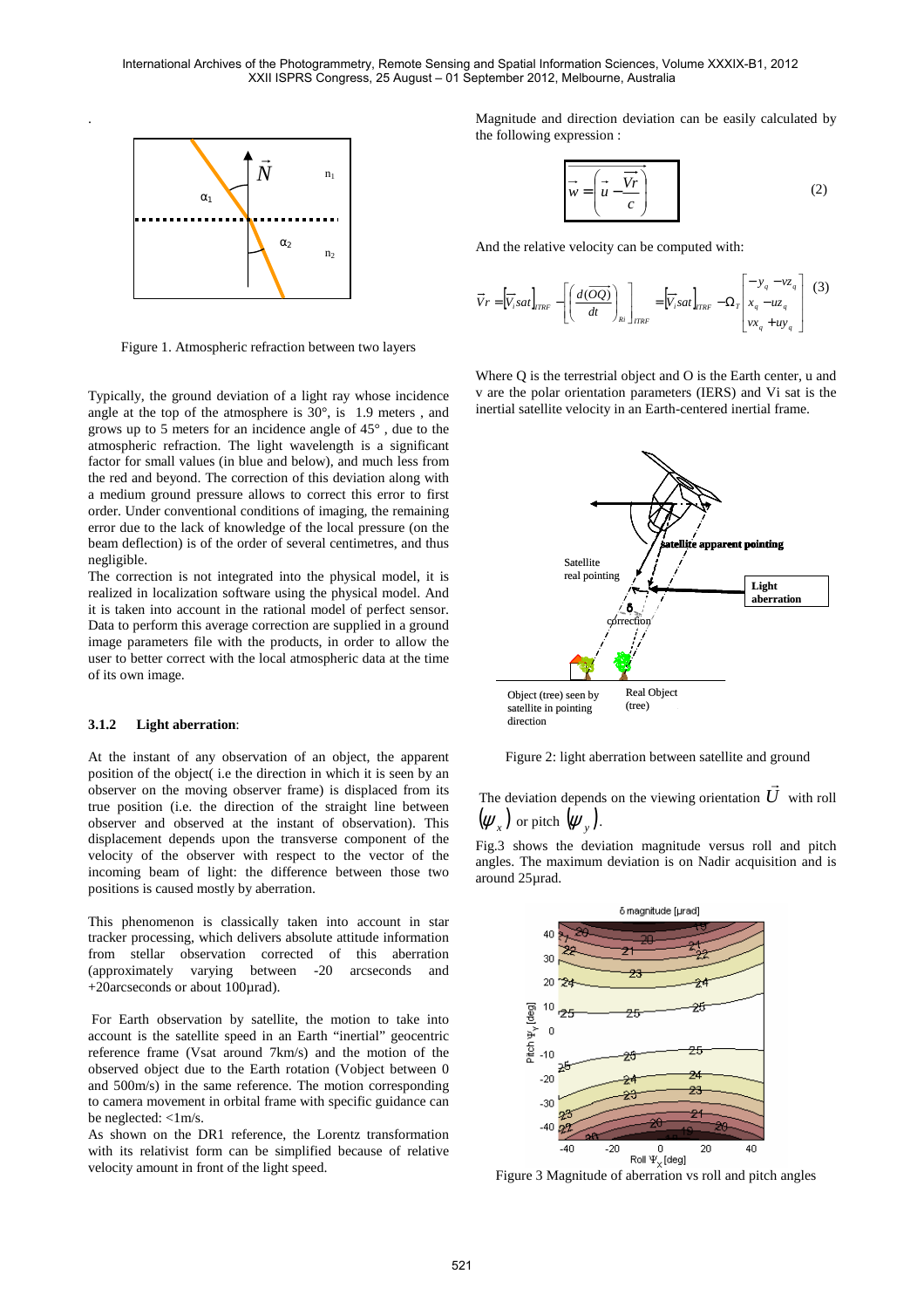Figure 1. Atmospheric refraction between two layers

Typically, the ground deviation of a light ray whose incidence angle at the top of the atmosphere is 30°, is 1.9 meters , and grows up to 5 meters for an incidence angle of 45° , due to the atmospheric refraction. The light wavelength is a significant factor for small values (in blue and below), and much less from the red and beyond. The correction of this deviation along with a medium ground pressure allows to correct this error to first order. Under conventional conditions of imaging, the remaining error due to the lack of knowledge of the local pressure (on the beam deflection) is of the order of several centimetres, and thus negligible.

The correction is not integrated into the physical model, it is realized in localization software using the physical model. And it is taken into account in the rational model of perfect sensor. Data to perform this average correction are supplied in a ground image parameters file with the products, in order to allow the user to better correct with the local atmospheric data at the time of its own image.

### 3.1.2 Light aberration:

At the instant of any observation of an object, the apparent position of the object( i.e the direction in which it is seen by an observer on the moving observer frame) is displaced from its true position (i.e. the direction of the straight line between observer and observed at the instant of observation). This displacement depends upon the transverse component of the velocity of the observer with respect to the vector of the incoming beam of light: the difference between those two positions is caused mostly by aberration.

This phenomenon is classically taken into account in star tracker processing, which delivers absolute attitude information from stellar observation corrected of this aberration (approximately varying between -20 arcseconds and +20arcseconds or about 100µrad).

For Earth observation by satellite, the motion to take into account is the satellite speed in an Earth "inertial" geocentric reference frame (Vsat around 7km/s) and the motion of the observed object due to the Earth rotation (Vobject between 0 and 500m/s) in the same reference. The motion corresponding to camera movement in orbital frame with specific guidance can be neglected: <1m/s.

As shown on the DR1 reference, the Lorentz transformation with its relativist form can be simplified because of relative velocity amount in front of the light speed.

Magnitude and direction deviation can be easily calculated by the following expression :

$$\vec{w} = \overrightarrow{\left(\vec{u} - \frac{\overrightarrow{Vr}}{c}\right)} \tag{2}$$

And the relative velocity can be computed with:

$$\vec{V}r = \left[\vec{V_i}sat\right]_{ITRF} - \left[\left(\frac{d(\overrightarrow{OQ})}{dt}\right)_{Ri}\right]_{ITRF} = \left[\vec{V_i}sat\right]_{ITRF} - \Omega_T \begin{bmatrix} -y_q - vz_q \\ x_q - uz_q \\ vx_q + uy_q \end{bmatrix} \tag{3}$$

Where Q is the terrestrial object and O is the Earth center, u and v are the polar orientation parameters (IERS) and Vi sat is the inertial satellite velocity in an Earth-centered inertial frame.

Figure 2: light aberration between satellite and ground

The deviation depends on the viewing orientation $\vec{U}$ with roll $(\psi_x)$ or pitch $(\psi_y)$.

Fig.3 shows the deviation magnitude versus roll and pitch angles. The maximum deviation is on Nadir acquisition and is around 25µrad.

Figure 3 Magnitude of aberration vs roll and pitch angles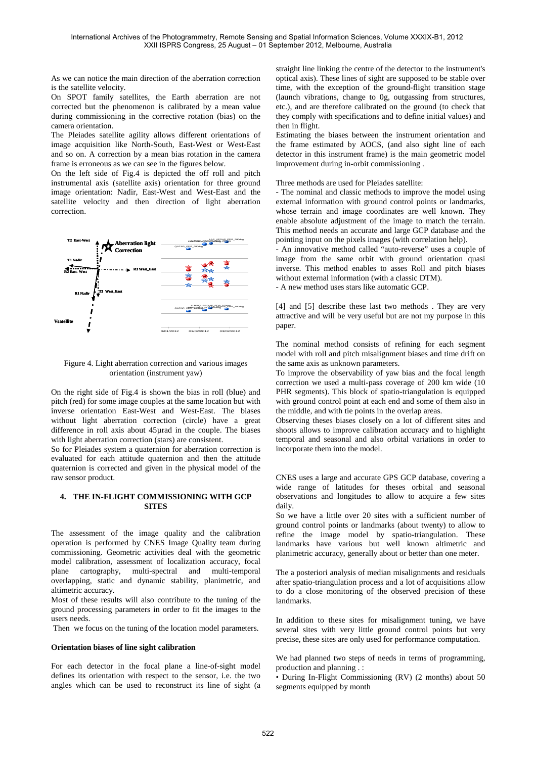As we can notice the main direction of the aberration correction is the satellite velocity.

On SPOT family satellites, the Earth aberration are not corrected but the phenomenon is calibrated by a mean value during commissioning in the corrective rotation (bias) on the camera orientation.

The Pleiades satellite agility allows different orientations of image acquisition like North-South, East-West or West-East and so on. A correction by a mean bias rotation in the camera frame is erroneous as we can see in the figures below.

On the left side of Fig.4 is depicted the off roll and pitch instrumental axis (satellite axis) orientation for three ground image orientation: Nadir, East-West and West-East and the satellite velocity and then direction of light aberration correction.

T2 East-West

Aberration light Correction

T1 Nadir

R2 East- West

R3 West_East

R1 Nadir

T3 West_East

Vsatellite

QATAR_EDR_280deg

ALBUQUERQUE_EDR_100deg

QATAR_EDR_100deg

0/01/2012

01/02/2012

03/02/2012

Figure 4. Light aberration correction and various images orientation (instrument yaw)

On the right side of Fig.4 is shown the bias in roll (blue) and pitch (red) for some image couples at the same location but with inverse orientation East-West and West-East. The biases without light aberration correction (circle) have a great difference in roll axis about 45µrad in the couple. The biases with light aberration correction (stars) are consistent.

So for Pleiades system a quaternion for aberration correction is evaluated for each attitude quaternion and then the attitude quaternion is corrected and given in the physical model of the raw sensor product.

## 4. THE IN-FLIGHT COMMISSIONING WITH GCP SITES

The assessment of the image quality and the calibration operation is performed by CNES Image Quality team during commissioning. Geometric activities deal with the geometric model calibration, assessment of localization accuracy, focal plane cartography, multi-spectral and multi-temporal overlapping, static and dynamic stability, planimetric, and altimetric accuracy.

Most of these results will also contribute to the tuning of the ground processing parameters in order to fit the images to the users needs.

Then we focus on the tuning of the location model parameters.

**Orientation biases of line sight calibration**

For each detector in the focal plane a line-of-sight model defines its orientation with respect to the sensor, i.e. the two angles which can be used to reconstruct its line of sight (a straight line linking the centre of the detector to the instrument's optical axis). These lines of sight are supposed to be stable over time, with the exception of the ground-flight transition stage (launch vibrations, change to 0g, outgassing from structures, etc.), and are therefore calibrated on the ground (to check that they comply with specifications and to define initial values) and then in flight.

Estimating the biases between the instrument orientation and the frame estimated by AOCS, (and also sight line of each detector in this instrument frame) is the main geometric model improvement during in-orbit commissioning .

Three methods are used for Pleiades satellite:

- The nominal and classic methods to improve the model using external information with ground control points or landmarks, whose terrain and image coordinates are well known. They enable absolute adjustment of the image to match the terrain. This method needs an accurate and large GCP database and the pointing input on the pixels images (with correlation help).
- An innovative method called "auto-reverse" uses a couple of image from the same orbit with ground orientation quasi inverse. This method enables to asses Roll and pitch biases without external information (with a classic DTM).
- A new method uses stars like automatic GCP.

[4] and [5] describe these last two methods . They are very attractive and will be very useful but are not my purpose in this paper.

The nominal method consists of refining for each segment model with roll and pitch misalignment biases and time drift on the same axis as unknown parameters.

To improve the observability of yaw bias and the focal length correction we used a multi-pass coverage of 200 km wide (10 PHR segments). This block of spatio-triangulation is equipped with ground control point at each end and some of them also in the middle, and with tie points in the overlap areas.

Observing theses biases closely on a lot of different sites and shoots allows to improve calibration accuracy and to highlight temporal and seasonal and also orbital variations in order to incorporate them into the model.

CNES uses a large and accurate GPS GCP database, covering a wide range of latitudes for theses orbital and seasonal observations and longitudes to allow to acquire a few sites daily.

So we have a little over 20 sites with a sufficient number of ground control points or landmarks (about twenty) to allow to refine the image model by spatio-triangulation. These landmarks have various but well known altimetric and planimetric accuracy, generally about or better than one meter.

The a posteriori analysis of median misalignments and residuals after spatio-triangulation process and a lot of acquisitions allow to do a close monitoring of the observed precision of these landmarks.

In addition to these sites for misalignment tuning, we have several sites with very little ground control points but very precise, these sites are only used for performance computation.

We had planned two steps of needs in terms of programming, production and planning . :

- During In-Flight Commissioning (RV) (2 months) about 50 segments equipped by month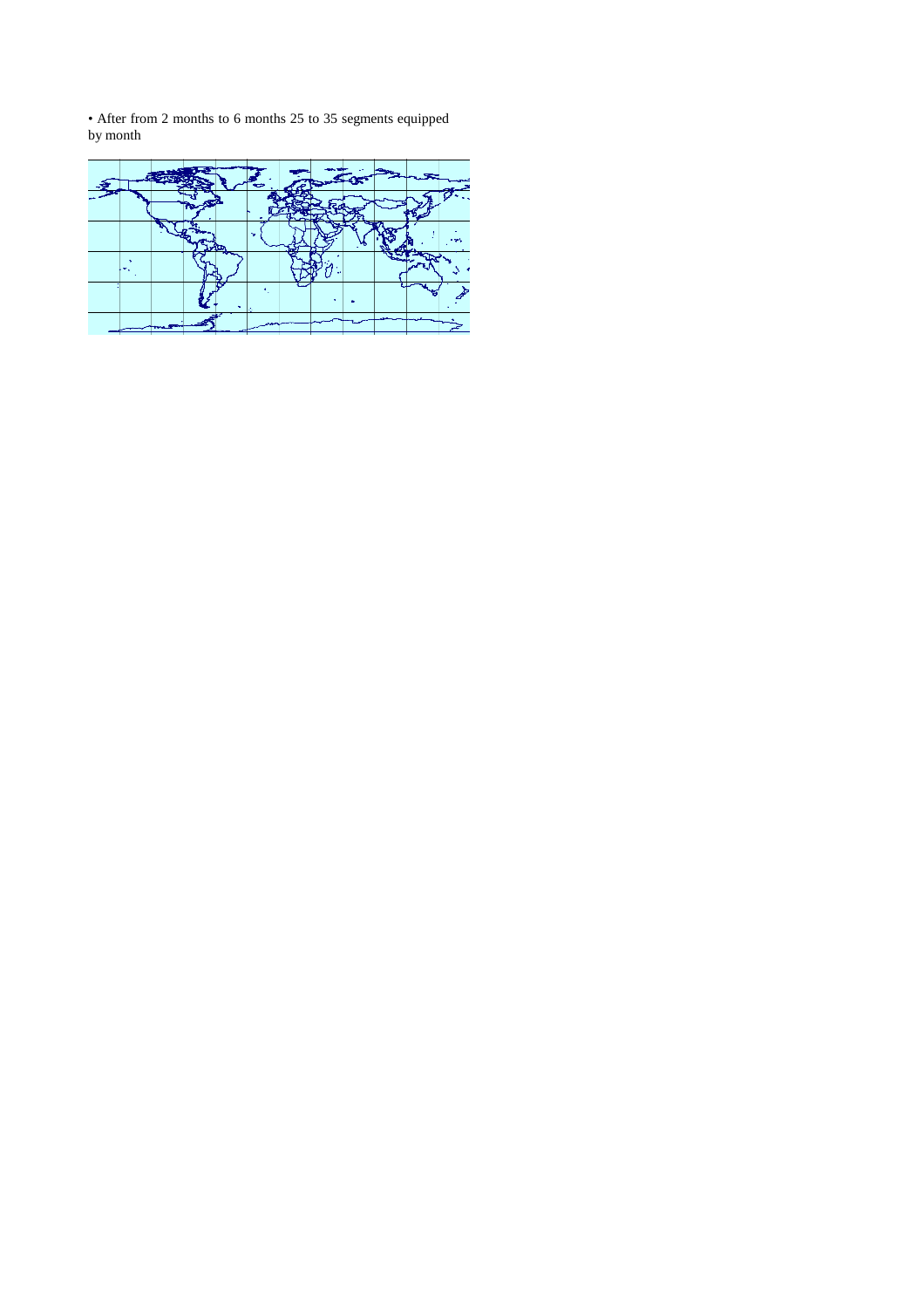- After from 2 months to 6 months 25 to 35 segments equipped by month